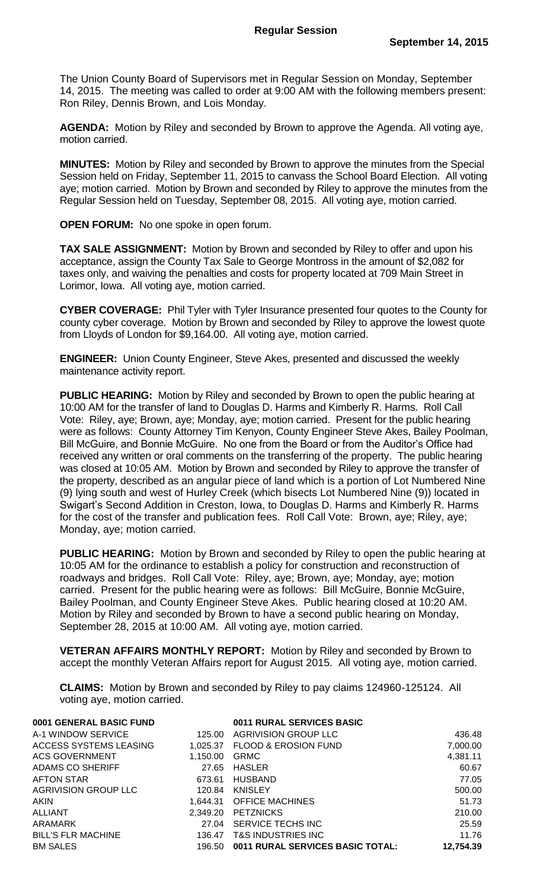# Regular Session

**September 14, 2015**

The Union County Board of Supervisors met in Regular Session on Monday, September 14, 2015. The meeting was called to order at 9:00 AM with the following members present: Ron Riley, Dennis Brown, and Lois Monday.

**AGENDA:** Motion by Riley and seconded by Brown to approve the Agenda. All voting aye, motion carried.

**MINUTES:** Motion by Riley and seconded by Brown to approve the minutes from the Special Session held on Friday, September 11, 2015 to canvass the School Board Election. All voting aye; motion carried. Motion by Brown and seconded by Riley to approve the minutes from the Regular Session held on Tuesday, September 08, 2015. All voting aye, motion carried.

**OPEN FORUM:** No one spoke in open forum.

**TAX SALE ASSIGNMENT:** Motion by Brown and seconded by Riley to offer and upon his acceptance, assign the County Tax Sale to George Montross in the amount of $2,082 for taxes only, and waiving the penalties and costs for property located at 709 Main Street in Lorimor, Iowa. All voting aye, motion carried.

**CYBER COVERAGE:** Phil Tyler with Tyler Insurance presented four quotes to the County for county cyber coverage. Motion by Brown and seconded by Riley to approve the lowest quote from Lloyds of London for $9,164.00. All voting aye, motion carried.

**ENGINEER:** Union County Engineer, Steve Akes, presented and discussed the weekly maintenance activity report.

**PUBLIC HEARING:** Motion by Riley and seconded by Brown to open the public hearing at 10:00 AM for the transfer of land to Douglas D. Harms and Kimberly R. Harms. Roll Call Vote: Riley, aye; Brown, aye; Monday, aye; motion carried. Present for the public hearing were as follows: County Attorney Tim Kenyon, County Engineer Steve Akes, Bailey Poolman, Bill McGuire, and Bonnie McGuire. No one from the Board or from the Auditor's Office had received any written or oral comments on the transferring of the property. The public hearing was closed at 10:05 AM. Motion by Brown and seconded by Riley to approve the transfer of the property, described as an angular piece of land which is a portion of Lot Numbered Nine (9) lying south and west of Hurley Creek (which bisects Lot Numbered Nine (9)) located in Swigart's Second Addition in Creston, Iowa, to Douglas D. Harms and Kimberly R. Harms for the cost of the transfer and publication fees. Roll Call Vote: Brown, aye; Riley, aye; Monday, aye; motion carried.

**PUBLIC HEARING:** Motion by Brown and seconded by Riley to open the public hearing at 10:05 AM for the ordinance to establish a policy for construction and reconstruction of roadways and bridges. Roll Call Vote: Riley, aye; Brown, aye; Monday, aye; motion carried. Present for the public hearing were as follows: Bill McGuire, Bonnie McGuire, Bailey Poolman, and County Engineer Steve Akes. Public hearing closed at 10:20 AM. Motion by Riley and seconded by Brown to have a second public hearing on Monday, September 28, 2015 at 10:00 AM. All voting aye, motion carried.

**VETERAN AFFAIRS MONTHLY REPORT:** Motion by Riley and seconded by Brown to accept the monthly Veteran Affairs report for August 2015. All voting aye, motion carried.

**CLAIMS:** Motion by Brown and seconded by Riley to pay claims 124960-125124. All voting aye, motion carried.

| 0001 GENERAL BASIC FUND | |
|---|---|
| A-1 WINDOW SERVICE | 125.00 |
| ACCESS SYSTEMS LEASING | 1,025.37 |
| ACS GOVERNMENT | 1,150.00 |
| ADAMS CO SHERIFF | 27.65 |
| AFTON STAR | 673.61 |
| AGRIVISION GROUP LLC | 120.84 |
| AKIN | 1,644.31 |
| ALLIANT | 2,349.20 |
| ARAMARK | 27.04 |
| BILL'S FLR MACHINE | 136.47 |
| BM SALES | 196.50 |

| 0011 RURAL SERVICES BASIC | |
|---|---|
| AGRIVISION GROUP LLC | 436.48 |
| FLOOD & EROSION FUND | 7,000.00 |
| GRMC | 4,381.11 |
| HASLER | 60.67 |
| HUSBAND | 77.05 |
| KNISLEY | 500.00 |
| OFFICE MACHINES | 51.73 |
| PETZNICKS | 210.00 |
| SERVICE TECHS INC | 25.59 |
| T&S INDUSTRIES INC | 11.76 |
| **0011 RURAL SERVICES BASIC TOTAL:** | **12,754.39** |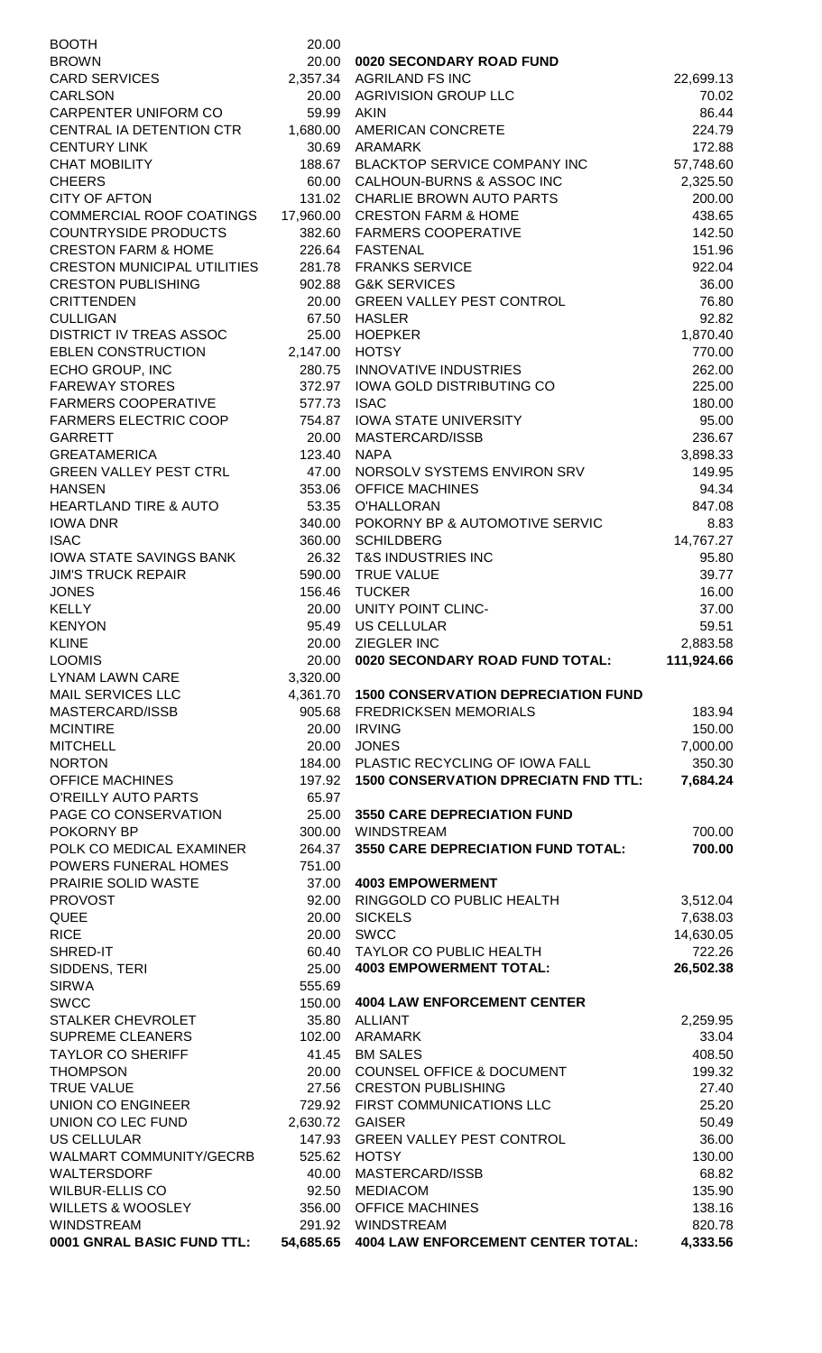| | |
|---|---|
| BOOTH | 20.00 |
| BROWN | 20.00 |
| CARD SERVICES | 2,357.34 |
| CARLSON | 20.00 |
| CARPENTER UNIFORM CO | 59.99 |
| CENTRAL IA DETENTION CTR | 1,680.00 |
| CENTURY LINK | 30.69 |
| CHAT MOBILITY | 188.67 |
| CHEERS | 60.00 |
| CITY OF AFTON | 131.02 |
| COMMERCIAL ROOF COATINGS | 17,960.00 |
| COUNTRYSIDE PRODUCTS | 382.60 |
| CRESTON FARM & HOME | 226.64 |
| CRESTON MUNICIPAL UTILITIES | 281.78 |
| CRESTON PUBLISHING | 902.88 |
| CRITTENDEN | 20.00 |
| CULLIGAN | 67.50 |
| DISTRICT IV TREAS ASSOC | 25.00 |
| EBLEN CONSTRUCTION | 2,147.00 |
| ECHO GROUP, INC | 280.75 |
| FAREWAY STORES | 372.97 |
| FARMERS COOPERATIVE | 577.73 |
| FARMERS ELECTRIC COOP | 754.87 |
| GARRETT | 20.00 |
| GREATAMERICA | 123.40 |
| GREEN VALLEY PEST CTRL | 47.00 |
| HANSEN | 353.06 |
| HEARTLAND TIRE & AUTO | 53.35 |
| IOWA DNR | 340.00 |
| ISAC | 360.00 |
| IOWA STATE SAVINGS BANK | 26.32 |
| JIM'S TRUCK REPAIR | 590.00 |
| JONES | 156.46 |
| KELLY | 20.00 |
| KENYON | 95.49 |
| KLINE | 20.00 |
| LOOMIS | 20.00 |
| LYNAM LAWN CARE | 3,320.00 |
| MAIL SERVICES LLC | 4,361.70 |
| MASTERCARD/ISSB | 905.68 |
| MCINTIRE | 20.00 |
| MITCHELL | 20.00 |
| NORTON | 184.00 |
| OFFICE MACHINES | 197.92 |
| O'REILLY AUTO PARTS | 65.97 |
| PAGE CO CONSERVATION | 25.00 |
| POKORNY BP | 300.00 |
| POLK CO MEDICAL EXAMINER | 264.37 |
| POWERS FUNERAL HOMES | 751.00 |
| PRAIRIE SOLID WASTE | 37.00 |
| PROVOST | 92.00 |
| QUEE | 20.00 |
| RICE | 20.00 |
| SHRED-IT | 60.40 |
| SIDDENS, TERI | 25.00 |
| SIRWA | 555.69 |
| SWCC | 150.00 |
| STALKER CHEVROLET | 35.80 |
| SUPREME CLEANERS | 102.00 |
| TAYLOR CO SHERIFF | 41.45 |
| THOMPSON | 20.00 |
| TRUE VALUE | 27.56 |
| UNION CO ENGINEER | 729.92 |
| UNION CO LEC FUND | 2,630.72 |
| US CELLULAR | 147.93 |
| WALMART COMMUNITY/GECRB | 525.62 |
| WALTERSDORF | 40.00 |
| WILBUR-ELLIS CO | 92.50 |
| WILLETS & WOOSLEY | 356.00 |
| WINDSTREAM | 291.92 |
| **0001 GNRAL BASIC FUND TTL:** | **54,685.65** |

**0020 SECONDARY ROAD FUND**

| | |
|---|---|
| AGRILAND FS INC | 22,699.13 |
| AGRIVISION GROUP LLC | 70.02 |
| AKIN | 86.44 |
| AMERICAN CONCRETE | 224.79 |
| ARAMARK | 172.88 |
| BLACKTOP SERVICE COMPANY INC | 57,748.60 |
| CALHOUN-BURNS & ASSOC INC | 2,325.50 |
| CHARLIE BROWN AUTO PARTS | 200.00 |
| CRESTON FARM & HOME | 438.65 |
| FARMERS COOPERATIVE | 142.50 |
| FASTENAL | 151.96 |
| FRANKS SERVICE | 922.04 |
| G&K SERVICES | 36.00 |
| GREEN VALLEY PEST CONTROL | 76.80 |
| HASLER | 92.82 |
| HOEPKER | 1,870.40 |
| HOTSY | 770.00 |
| INNOVATIVE INDUSTRIES | 262.00 |
| IOWA GOLD DISTRIBUTING CO | 225.00 |
| ISAC | 180.00 |
| IOWA STATE UNIVERSITY | 95.00 |
| MASTERCARD/ISSB | 236.67 |
| NAPA | 3,898.33 |
| NORSOLV SYSTEMS ENVIRON SRV | 149.95 |
| OFFICE MACHINES | 94.34 |
| O'HALLORAN | 847.08 |
| POKORNY BP & AUTOMOTIVE SERVIC | 8.83 |
| SCHILDBERG | 14,767.27 |
| T&S INDUSTRIES INC | 95.80 |
| TRUE VALUE | 39.77 |
| TUCKER | 16.00 |
| UNITY POINT CLINC- | 37.00 |
| US CELLULAR | 59.51 |
| ZIEGLER INC | 2,883.58 |
| **0020 SECONDARY ROAD FUND TOTAL:** | **111,924.66** |

**1500 CONSERVATION DEPRECIATION FUND**

| | |
|---|---|
| FREDRICKSEN MEMORIALS | 183.94 |
| IRVING | 150.00 |
| JONES | 7,000.00 |
| PLASTIC RECYCLING OF IOWA FALL | 350.30 |
| **1500 CONSERVATION DPRECIATN FND TTL:** | **7,684.24** |

**3550 CARE DEPRECIATION FUND**

| | |
|---|---|
| WINDSTREAM | 700.00 |
| **3550 CARE DEPRECIATION FUND TOTAL:** | **700.00** |

**4003 EMPOWERMENT**

| | |
|---|---|
| RINGGOLD CO PUBLIC HEALTH | 3,512.04 |
| SICKELS | 7,638.03 |
| SWCC | 14,630.05 |
| TAYLOR CO PUBLIC HEALTH | 722.26 |
| **4003 EMPOWERMENT TOTAL:** | **26,502.38** |

**4004 LAW ENFORCEMENT CENTER**

| | |
|---|---|
| ALLIANT | 2,259.95 |
| ARAMARK | 33.04 |
| BM SALES | 408.50 |
| COUNSEL OFFICE & DOCUMENT | 199.32 |
| CRESTON PUBLISHING | 27.40 |
| FIRST COMMUNICATIONS LLC | 25.20 |
| GAISER | 50.49 |
| GREEN VALLEY PEST CONTROL | 36.00 |
| HOTSY | 130.00 |
| MASTERCARD/ISSB | 68.82 |
| MEDIACOM | 135.90 |
| OFFICE MACHINES | 138.16 |
| WINDSTREAM | 820.78 |
| **4004 LAW ENFORCEMENT CENTER TOTAL:** | **4,333.56** |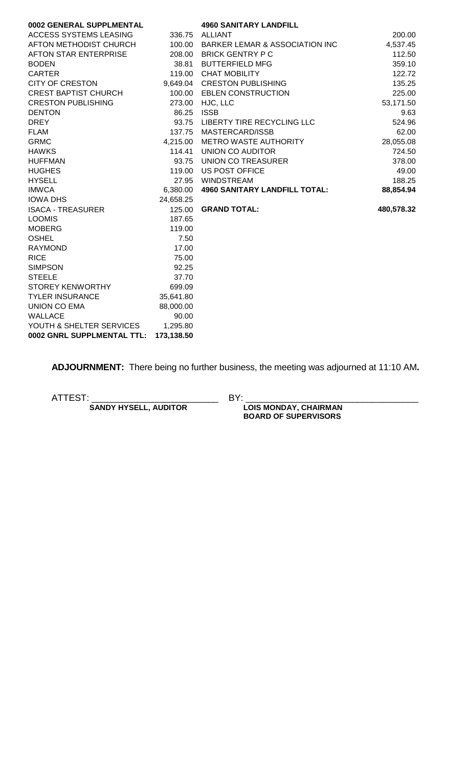| | |
|---|---|
| **0002 GENERAL SUPPLMENTAL** | |
| ACCESS SYSTEMS LEASING | 336.75 |
| AFTON METHODIST CHURCH | 100.00 |
| AFTON STAR ENTERPRISE | 208.00 |
| BODEN | 38.81 |
| CARTER | 119.00 |
| CITY OF CRESTON | 9,649.04 |
| CREST BAPTIST CHURCH | 100.00 |
| CRESTON PUBLISHING | 273.00 |
| DENTON | 86.25 |
| DREY | 93.75 |
| FLAM | 137.75 |
| GRMC | 4,215.00 |
| HAWKS | 114.41 |
| HUFFMAN | 93.75 |
| HUGHES | 119.00 |
| HYSELL | 27.95 |
| IMWCA | 6,380.00 |
| IOWA DHS | 24,658.25 |
| ISACA - TREASURER | 125.00 |
| LOOMIS | 187.65 |
| MOBERG | 119.00 |
| OSHEL | 7.50 |
| RAYMOND | 17.00 |
| RICE | 75.00 |
| SIMPSON | 92.25 |
| STEELE | 37.70 |
| STOREY KENWORTHY | 699.09 |
| TYLER INSURANCE | 35,641.80 |
| UNION CO EMA | 88,000.00 |
| WALLACE | 90.00 |
| YOUTH & SHELTER SERVICES | 1,295.80 |
| **0002 GNRL SUPPLMENTAL TTL:** | **173,138.50** |

| | |
|---|---|
| **4960 SANITARY LANDFILL** | |
| ALLIANT | 200.00 |
| BARKER LEMAR & ASSOCIATION INC | 4,537.45 |
| BRICK GENTRY P C | 112.50 |
| BUTTERFIELD MFG | 359.10 |
| CHAT MOBILITY | 122.72 |
| CRESTON PUBLISHING | 135.25 |
| EBLEN CONSTRUCTION | 225.00 |
| HJC, LLC | 53,171.50 |
| ISSB | 9.63 |
| LIBERTY TIRE RECYCLING LLC | 524.96 |
| MASTERCARD/ISSB | 62.00 |
| METRO WASTE AUTHORITY | 28,055.08 |
| UNION CO AUDITOR | 724.50 |
| UNION CO TREASURER | 378.00 |
| US POST OFFICE | 49.00 |
| WINDSTREAM | 188.25 |
| **4960 SANITARY LANDFILL TOTAL:** | **88,854.94** |
| **GRAND TOTAL:** | **480,578.32** |

**ADJOURNMENT:** There being no further business, the meeting was adjourned at 11:10 AM**.**

ATTEST: ___________________________ BY: ___________________________________

**SANDY HYSELL, AUDITOR**

**LOIS MONDAY, CHAIRMAN**
**BOARD OF SUPERVISORS**